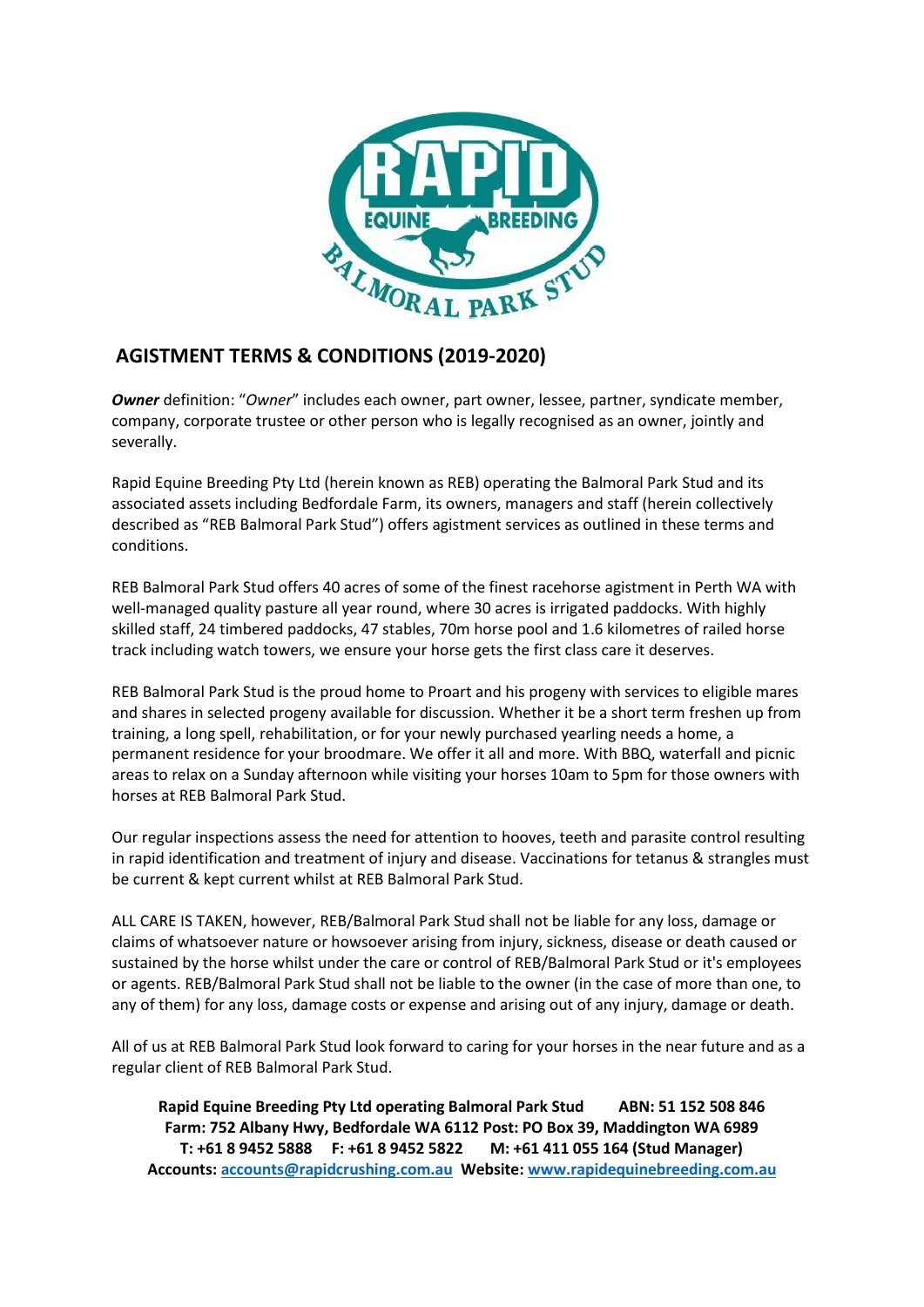## AGISTMENT TERMS & CONDITIONS (2019-2020)

***Owner*** definition: "*Owner*" includes each owner, part owner, lessee, partner, syndicate member, company, corporate trustee or other person who is legally recognised as an owner, jointly and severally.

Rapid Equine Breeding Pty Ltd (herein known as REB) operating the Balmoral Park Stud and its associated assets including Bedfordale Farm, its owners, managers and staff (herein collectively described as "REB Balmoral Park Stud") offers agistment services as outlined in these terms and conditions.

REB Balmoral Park Stud offers 40 acres of some of the finest racehorse agistment in Perth WA with well-managed quality pasture all year round, where 30 acres is irrigated paddocks. With highly skilled staff, 24 timbered paddocks, 47 stables, 70m horse pool and 1.6 kilometres of railed horse track including watch towers, we ensure your horse gets the first class care it deserves.

REB Balmoral Park Stud is the proud home to Proart and his progeny with services to eligible mares and shares in selected progeny available for discussion. Whether it be a short term freshen up from training, a long spell, rehabilitation, or for your newly purchased yearling needs a home, a permanent residence for your broodmare. We offer it all and more. With BBQ, waterfall and picnic areas to relax on a Sunday afternoon while visiting your horses 10am to 5pm for those owners with horses at REB Balmoral Park Stud.

Our regular inspections assess the need for attention to hooves, teeth and parasite control resulting in rapid identification and treatment of injury and disease. Vaccinations for tetanus & strangles must be current & kept current whilst at REB Balmoral Park Stud.

ALL CARE IS TAKEN, however, REB/Balmoral Park Stud shall not be liable for any loss, damage or claims of whatsoever nature or howsoever arising from injury, sickness, disease or death caused or sustained by the horse whilst under the care or control of REB/Balmoral Park Stud or it's employees or agents. REB/Balmoral Park Stud shall not be liable to the owner (in the case of more than one, to any of them) for any loss, damage costs or expense and arising out of any injury, damage or death.

All of us at REB Balmoral Park Stud look forward to caring for your horses in the near future and as a regular client of REB Balmoral Park Stud.

**Rapid Equine Breeding Pty Ltd operating Balmoral Park Stud ABN: 51 152 508 846**
**Farm: 752 Albany Hwy, Bedfordale WA 6112 Post: PO Box 39, Maddington WA 6989**
**T: +61 8 9452 5888 F: +61 8 9452 5822 M: +61 411 055 164 (Stud Manager)**
**Accounts: accounts@rapidcrushing.com.au Website: www.rapidequinebreeding.com.au**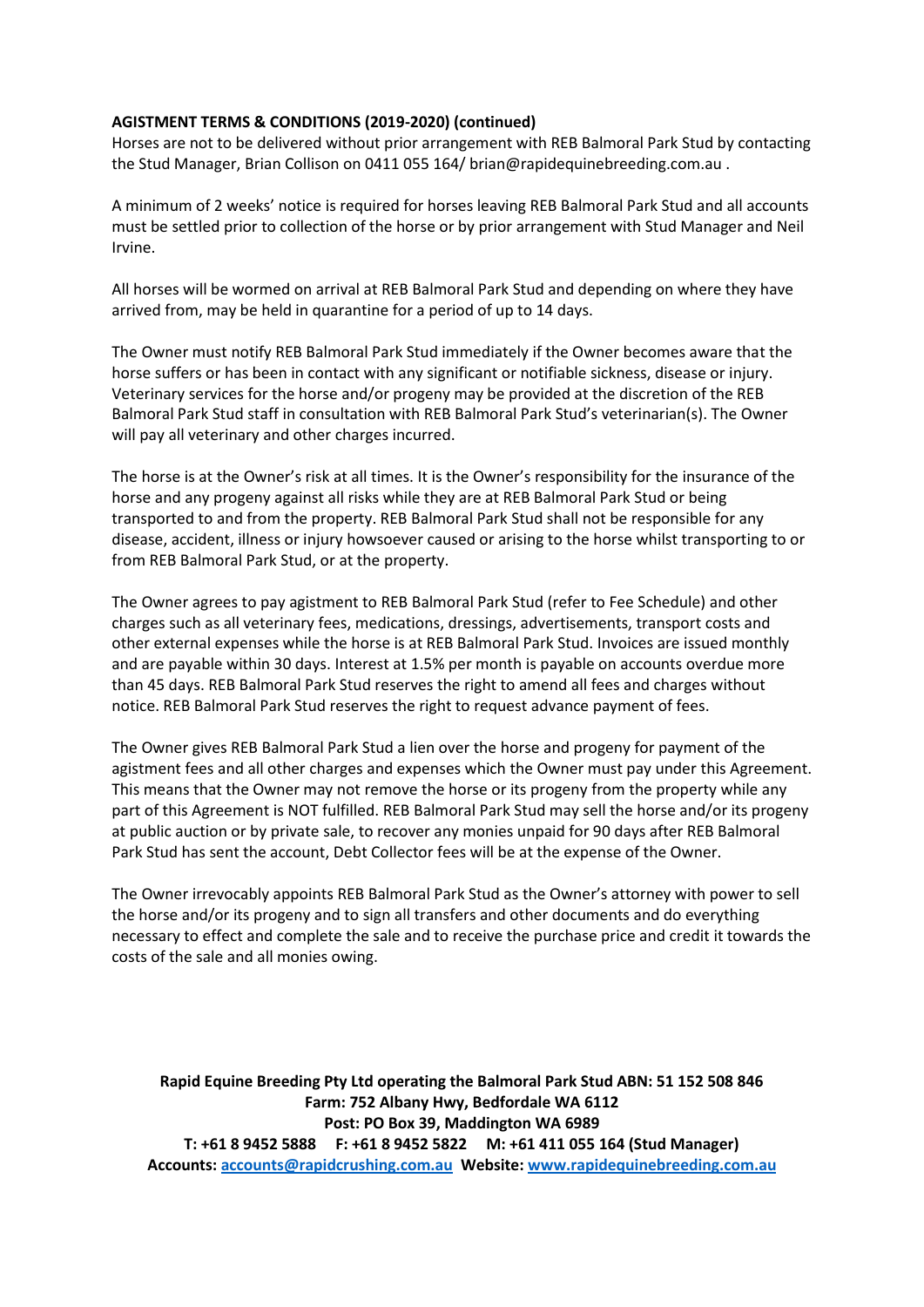**AGISTMENT TERMS & CONDITIONS (2019-2020) (continued)**

Horses are not to be delivered without prior arrangement with REB Balmoral Park Stud by contacting the Stud Manager, Brian Collison on 0411 055 164/ brian@rapidequinebreeding.com.au .

A minimum of 2 weeks' notice is required for horses leaving REB Balmoral Park Stud and all accounts must be settled prior to collection of the horse or by prior arrangement with Stud Manager and Neil Irvine.

All horses will be wormed on arrival at REB Balmoral Park Stud and depending on where they have arrived from, may be held in quarantine for a period of up to 14 days.

The Owner must notify REB Balmoral Park Stud immediately if the Owner becomes aware that the horse suffers or has been in contact with any significant or notifiable sickness, disease or injury. Veterinary services for the horse and/or progeny may be provided at the discretion of the REB Balmoral Park Stud staff in consultation with REB Balmoral Park Stud's veterinarian(s). The Owner will pay all veterinary and other charges incurred.

The horse is at the Owner's risk at all times. It is the Owner's responsibility for the insurance of the horse and any progeny against all risks while they are at REB Balmoral Park Stud or being transported to and from the property. REB Balmoral Park Stud shall not be responsible for any disease, accident, illness or injury howsoever caused or arising to the horse whilst transporting to or from REB Balmoral Park Stud, or at the property.

The Owner agrees to pay agistment to REB Balmoral Park Stud (refer to Fee Schedule) and other charges such as all veterinary fees, medications, dressings, advertisements, transport costs and other external expenses while the horse is at REB Balmoral Park Stud. Invoices are issued monthly and are payable within 30 days. Interest at 1.5% per month is payable on accounts overdue more than 45 days. REB Balmoral Park Stud reserves the right to amend all fees and charges without notice. REB Balmoral Park Stud reserves the right to request advance payment of fees.

The Owner gives REB Balmoral Park Stud a lien over the horse and progeny for payment of the agistment fees and all other charges and expenses which the Owner must pay under this Agreement. This means that the Owner may not remove the horse or its progeny from the property while any part of this Agreement is NOT fulfilled. REB Balmoral Park Stud may sell the horse and/or its progeny at public auction or by private sale, to recover any monies unpaid for 90 days after REB Balmoral Park Stud has sent the account, Debt Collector fees will be at the expense of the Owner.

The Owner irrevocably appoints REB Balmoral Park Stud as the Owner's attorney with power to sell the horse and/or its progeny and to sign all transfers and other documents and do everything necessary to effect and complete the sale and to receive the purchase price and credit it towards the costs of the sale and all monies owing.

**Rapid Equine Breeding Pty Ltd operating the Balmoral Park Stud ABN: 51 152 508 846**
**Farm: 752 Albany Hwy, Bedfordale WA 6112**
**Post: PO Box 39, Maddington WA 6989**
**T: +61 8 9452 5888 F: +61 8 9452 5822 M: +61 411 055 164 (Stud Manager)**
**Accounts: accounts@rapidcrushing.com.au Website: www.rapidequinebreeding.com.au**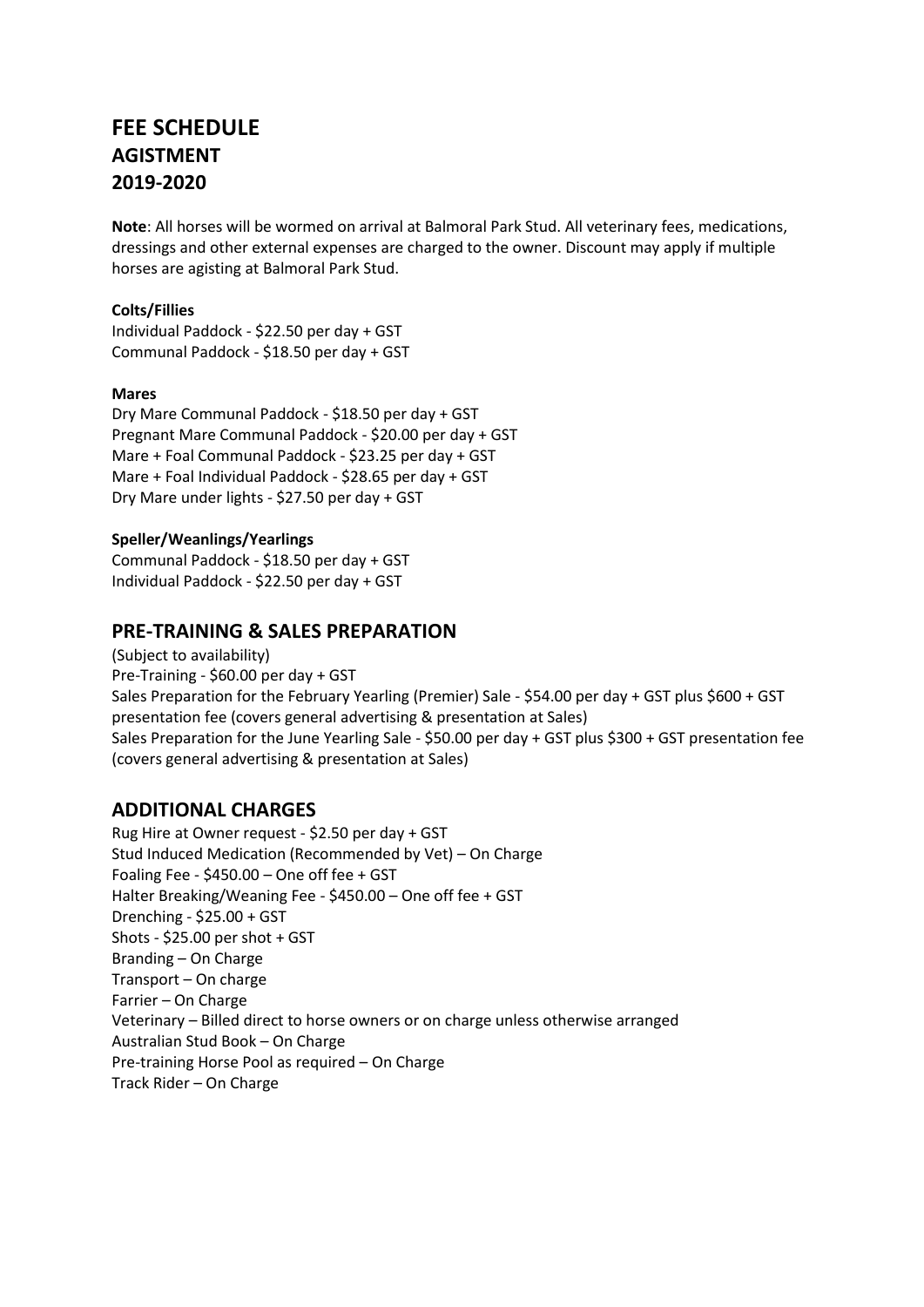# FEE SCHEDULE
## AGISTMENT
## 2019-2020

**Note**: All horses will be wormed on arrival at Balmoral Park Stud. All veterinary fees, medications, dressings and other external expenses are charged to the owner. Discount may apply if multiple horses are agisting at Balmoral Park Stud.

**Colts/Fillies**
Individual Paddock - $22.50 per day + GST
Communal Paddock - $18.50 per day + GST

**Mares**
Dry Mare Communal Paddock - $18.50 per day + GST
Pregnant Mare Communal Paddock - $20.00 per day + GST
Mare + Foal Communal Paddock - $23.25 per day + GST
Mare + Foal Individual Paddock - $28.65 per day + GST
Dry Mare under lights - $27.50 per day + GST

**Speller/Weanlings/Yearlings**
Communal Paddock - $18.50 per day + GST
Individual Paddock - $22.50 per day + GST

## PRE-TRAINING & SALES PREPARATION

(Subject to availability)
Pre-Training - $60.00 per day + GST
Sales Preparation for the February Yearling (Premier) Sale - $54.00 per day + GST plus $600 + GST presentation fee (covers general advertising & presentation at Sales)
Sales Preparation for the June Yearling Sale - $50.00 per day + GST plus $300 + GST presentation fee (covers general advertising & presentation at Sales)

## ADDITIONAL CHARGES

Rug Hire at Owner request - $2.50 per day + GST
Stud Induced Medication (Recommended by Vet) – On Charge
Foaling Fee - $450.00 – One off fee + GST
Halter Breaking/Weaning Fee - $450.00 – One off fee + GST
Drenching - $25.00 + GST
Shots - $25.00 per shot + GST
Branding – On Charge
Transport – On charge
Farrier – On Charge
Veterinary – Billed direct to horse owners or on charge unless otherwise arranged
Australian Stud Book – On Charge
Pre-training Horse Pool as required – On Charge
Track Rider – On Charge